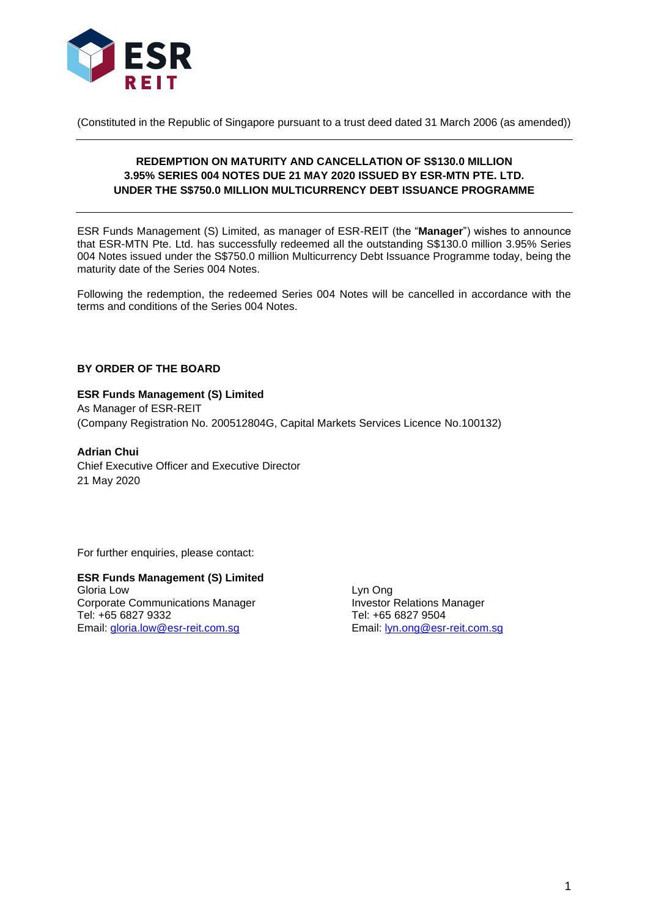(Constituted in the Republic of Singapore pursuant to a trust deed dated 31 March 2006 (as amended))

**REDEMPTION ON MATURITY AND CANCELLATION OF S$130.0 MILLION 3.95% SERIES 004 NOTES DUE 21 MAY 2020 ISSUED BY ESR-MTN PTE. LTD. UNDER THE S$750.0 MILLION MULTICURRENCY DEBT ISSUANCE PROGRAMME**

ESR Funds Management (S) Limited, as manager of ESR-REIT (the "**Manager**") wishes to announce that ESR-MTN Pte. Ltd. has successfully redeemed all the outstanding S$130.0 million 3.95% Series 004 Notes issued under the S$750.0 million Multicurrency Debt Issuance Programme today, being the maturity date of the Series 004 Notes.

Following the redemption, the redeemed Series 004 Notes will be cancelled in accordance with the terms and conditions of the Series 004 Notes.

**BY ORDER OF THE BOARD**

**ESR Funds Management (S) Limited**
As Manager of ESR-REIT
(Company Registration No. 200512804G, Capital Markets Services Licence No.100132)

**Adrian Chui**
Chief Executive Officer and Executive Director
21 May 2020

For further enquiries, please contact:

**ESR Funds Management (S) Limited**

Gloria Low
Corporate Communications Manager
Tel: +65 6827 9332
Email: gloria.low@esr-reit.com.sg

Lyn Ong
Investor Relations Manager
Tel: +65 6827 9504
Email: lyn.ong@esr-reit.com.sg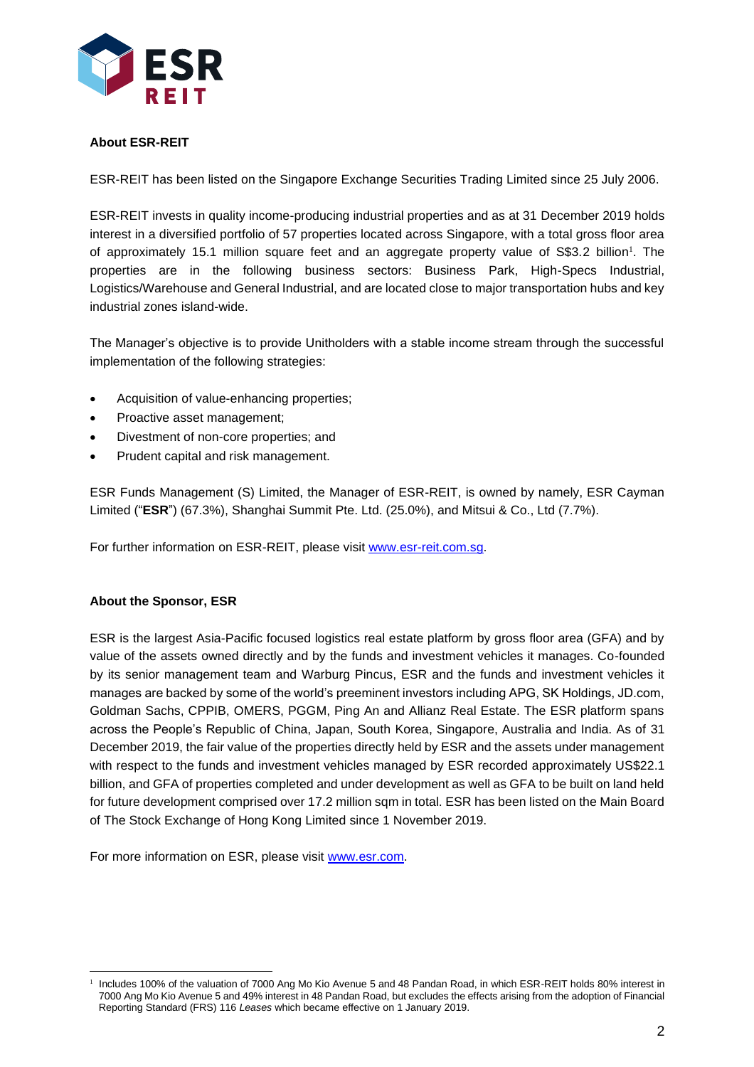**About ESR-REIT**

ESR-REIT has been listed on the Singapore Exchange Securities Trading Limited since 25 July 2006.

ESR-REIT invests in quality income-producing industrial properties and as at 31 December 2019 holds interest in a diversified portfolio of 57 properties located across Singapore, with a total gross floor area of approximately 15.1 million square feet and an aggregate property value of S$3.2 billion[1]. The properties are in the following business sectors: Business Park, High-Specs Industrial, Logistics/Warehouse and General Industrial, and are located close to major transportation hubs and key industrial zones island-wide.

The Manager's objective is to provide Unitholders with a stable income stream through the successful implementation of the following strategies:

- Acquisition of value-enhancing properties;
- Proactive asset management;
- Divestment of non-core properties; and
- Prudent capital and risk management.

ESR Funds Management (S) Limited, the Manager of ESR-REIT, is owned by namely, ESR Cayman Limited ("**ESR**") (67.3%), Shanghai Summit Pte. Ltd. (25.0%), and Mitsui & Co., Ltd (7.7%).

For further information on ESR-REIT, please visit www.esr-reit.com.sg.

**About the Sponsor, ESR**

ESR is the largest Asia-Pacific focused logistics real estate platform by gross floor area (GFA) and by value of the assets owned directly and by the funds and investment vehicles it manages. Co-founded by its senior management team and Warburg Pincus, ESR and the funds and investment vehicles it manages are backed by some of the world's preeminent investors including APG, SK Holdings, JD.com, Goldman Sachs, CPPIB, OMERS, PGGM, Ping An and Allianz Real Estate. The ESR platform spans across the People's Republic of China, Japan, South Korea, Singapore, Australia and India. As of 31 December 2019, the fair value of the properties directly held by ESR and the assets under management with respect to the funds and investment vehicles managed by ESR recorded approximately US$22.1 billion, and GFA of properties completed and under development as well as GFA to be built on land held for future development comprised over 17.2 million sqm in total. ESR has been listed on the Main Board of The Stock Exchange of Hong Kong Limited since 1 November 2019.

For more information on ESR, please visit www.esr.com.

---

[1] Includes 100% of the valuation of 7000 Ang Mo Kio Avenue 5 and 48 Pandan Road, in which ESR-REIT holds 80% interest in 7000 Ang Mo Kio Avenue 5 and 49% interest in 48 Pandan Road, but excludes the effects arising from the adoption of Financial Reporting Standard (FRS) 116 *Leases* which became effective on 1 January 2019.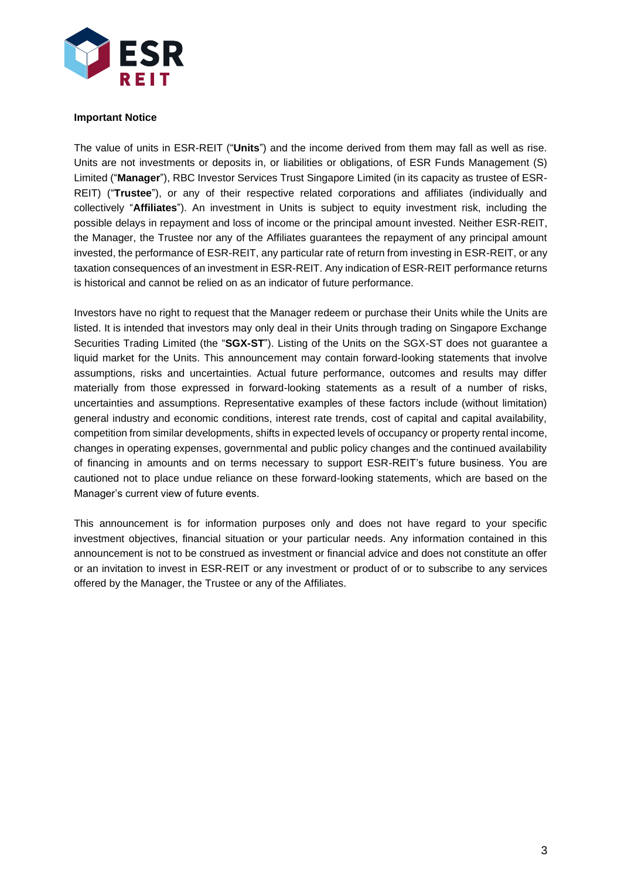**Important Notice**

The value of units in ESR-REIT ("**Units**") and the income derived from them may fall as well as rise. Units are not investments or deposits in, or liabilities or obligations, of ESR Funds Management (S) Limited ("**Manager**"), RBC Investor Services Trust Singapore Limited (in its capacity as trustee of ESR-REIT) ("**Trustee**"), or any of their respective related corporations and affiliates (individually and collectively "**Affiliates**"). An investment in Units is subject to equity investment risk, including the possible delays in repayment and loss of income or the principal amount invested. Neither ESR-REIT, the Manager, the Trustee nor any of the Affiliates guarantees the repayment of any principal amount invested, the performance of ESR-REIT, any particular rate of return from investing in ESR-REIT, or any taxation consequences of an investment in ESR-REIT. Any indication of ESR-REIT performance returns is historical and cannot be relied on as an indicator of future performance.

Investors have no right to request that the Manager redeem or purchase their Units while the Units are listed. It is intended that investors may only deal in their Units through trading on Singapore Exchange Securities Trading Limited (the "**SGX-ST**"). Listing of the Units on the SGX-ST does not guarantee a liquid market for the Units. This announcement may contain forward-looking statements that involve assumptions, risks and uncertainties. Actual future performance, outcomes and results may differ materially from those expressed in forward-looking statements as a result of a number of risks, uncertainties and assumptions. Representative examples of these factors include (without limitation) general industry and economic conditions, interest rate trends, cost of capital and capital availability, competition from similar developments, shifts in expected levels of occupancy or property rental income, changes in operating expenses, governmental and public policy changes and the continued availability of financing in amounts and on terms necessary to support ESR-REIT's future business. You are cautioned not to place undue reliance on these forward-looking statements, which are based on the Manager's current view of future events.

This announcement is for information purposes only and does not have regard to your specific investment objectives, financial situation or your particular needs. Any information contained in this announcement is not to be construed as investment or financial advice and does not constitute an offer or an invitation to invest in ESR-REIT or any investment or product of or to subscribe to any services offered by the Manager, the Trustee or any of the Affiliates.